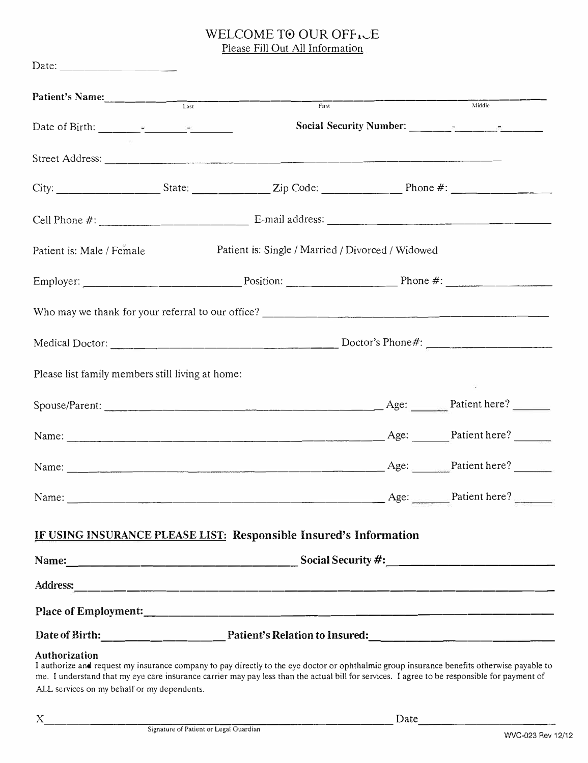# WELCOME TO OUR OFFICE

Please Fill Out All Information

Date: ____________________

**Patient's Name:** ______________________________________________
Last                    First                    Middle

Date of Birth: _______-_______-_______                **Social Security Number:** _______-_______-_______

Street Address: ________________________________________________

City: ________________ State: ____________ Zip Code: ____________ Phone #: ________________

Cell Phone #: ______________________ E-mail address: ______________________________

Patient is: Male / Female                Patient is: Single / Married / Divorced / Widowed

Employer: ______________________ Position: ________________ Phone #: ________________

Who may we thank for your referral to our office? ______________________________________

Medical Doctor: ________________________________ Doctor's Phone#: ____________________

Please list family members still living at home:

Spouse/Parent: ________________________________________ Age: ______ Patient here? ______

Name: ________________________________________________ Age: ______ Patient here? ______

Name: ________________________________________________ Age: ______ Patient here? ______

Name: ________________________________________________ Age: ______ Patient here? ______

## IF USING INSURANCE PLEASE LIST: Responsible Insured's Information

**Name:** ________________________________ **Social Security #:** ________________________

**Address:** ______________________________________________________________

**Place of Employment:** ____________________________________________________

**Date of Birth:** ____________________ **Patient's Relation to Insured:** ____________________

**Authorization**

I authorize and request my insurance company to pay directly to the eye doctor or ophthalmic group insurance benefits otherwise payable to me. I understand that my eye care insurance carrier may pay less than the actual bill for services. I agree to be responsible for payment of ALL services on my behalf or my dependents.

X ______________________________________________________ Date ____________________
Signature of Patient or Legal Guardian

WVC-023 Rev 12/12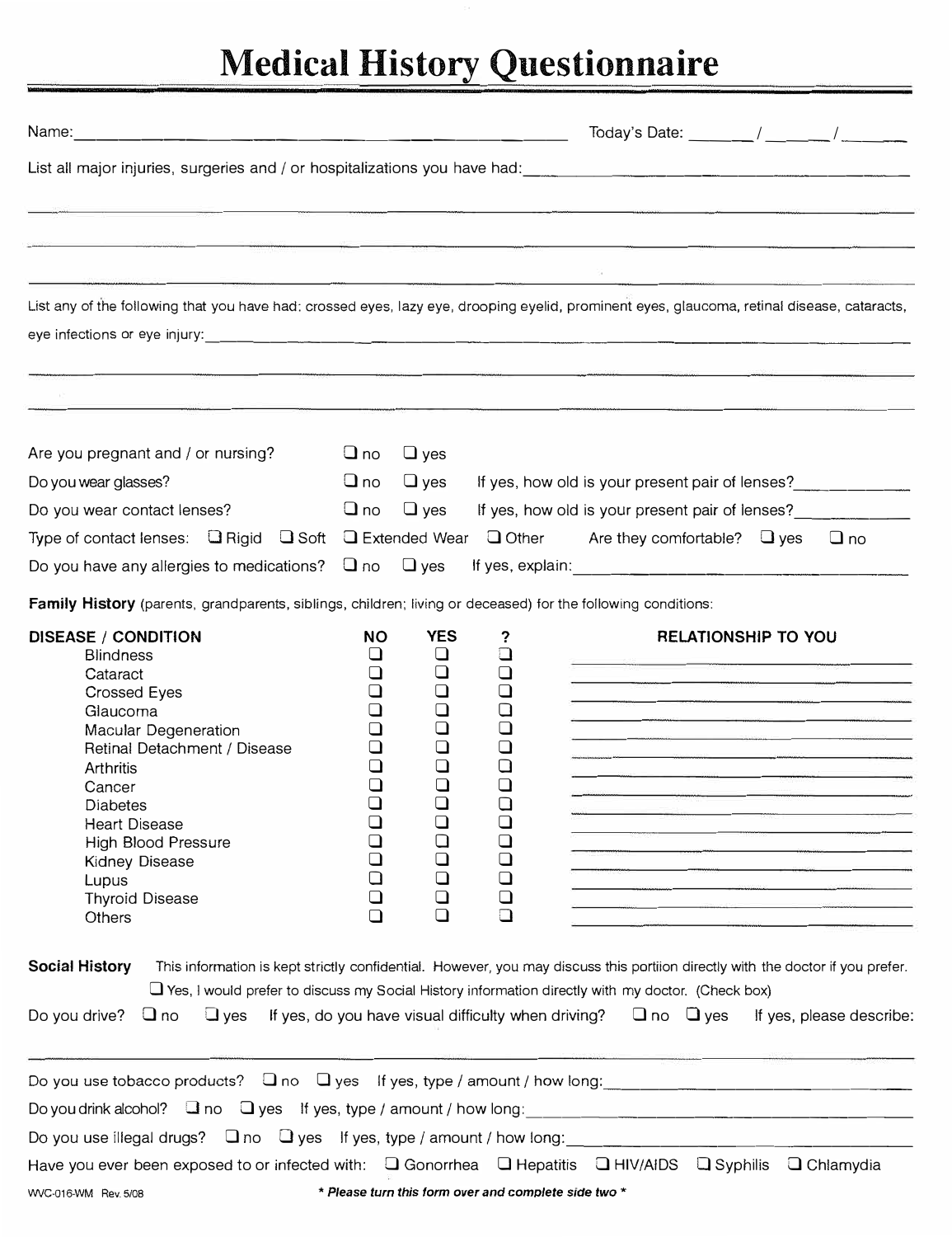# Medical History Questionnaire

Name: ______________________________ Today's Date: _____ / _____ / _____

List all major injuries, surgeries and / or hospitalizations you have had: ______________________________

______________________________

______________________________

______________________________

List any of the following that you have had: crossed eyes, lazy eye, drooping eyelid, prominent eyes, glaucoma, retinal disease, cataracts, eye infections or eye injury: ______________________________

______________________________

______________________________

Are you pregnant and / or nursing? ☐ no ☐ yes

Do you wear glasses? ☐ no ☐ yes If yes, how old is your present pair of lenses? __________

Do you wear contact lenses? ☐ no ☐ yes If yes, how old is your present pair of lenses? __________

Type of contact lenses: ☐ Rigid ☐ Soft ☐ Extended Wear ☐ Other Are they comfortable? ☐ yes ☐ no

Do you have any allergies to medications? ☐ no ☐ yes If yes, explain: ______________________________

**Family History** (parents, grandparents, siblings, children; living or deceased) for the following conditions:

| DISEASE / CONDITION | NO | YES | ? | RELATIONSHIP TO YOU |
|---|---|---|---|---|
| Blindness | ☐ | ☐ | ☐ | |
| Cataract | ☐ | ☐ | ☐ | |
| Crossed Eyes | ☐ | ☐ | ☐ | |
| Glaucoma | ☐ | ☐ | ☐ | |
| Macular Degeneration | ☐ | ☐ | ☐ | |
| Retinal Detachment / Disease | ☐ | ☐ | ☐ | |
| Arthritis | ☐ | ☐ | ☐ | |
| Cancer | ☐ | ☐ | ☐ | |
| Diabetes | ☐ | ☐ | ☐ | |
| Heart Disease | ☐ | ☐ | ☐ | |
| High Blood Pressure | ☐ | ☐ | ☐ | |
| Kidney Disease | ☐ | ☐ | ☐ | |
| Lupus | ☐ | ☐ | ☐ | |
| Thyroid Disease | ☐ | ☐ | ☐ | |
| Others | ☐ | ☐ | ☐ | |

**Social History** This information is kept strictly confidential. However, you may discuss this portiion directly with the doctor if you prefer.

☐ Yes, I would prefer to discuss my Social History information directly with my doctor. (Check box)

Do you drive? ☐ no ☐ yes If yes, do you have visual difficulty when driving? ☐ no ☐ yes If yes, please describe:

______________________________

Do you use tobacco products? ☐ no ☐ yes If yes, type / amount / how long: ______________________________

Do you drink alcohol? ☐ no ☐ yes If yes, type / amount / how long: ______________________________

Do you use illegal drugs? ☐ no ☐ yes If yes, type / amount / how long: ______________________________

Have you ever been exposed to or infected with: ☐ Gonorrhea ☐ Hepatitis ☐ HIV/AIDS ☐ Syphilis ☐ Chlamydia

WVC-016-WM Rev. 5/08

*** Please turn this form over and complete side two ***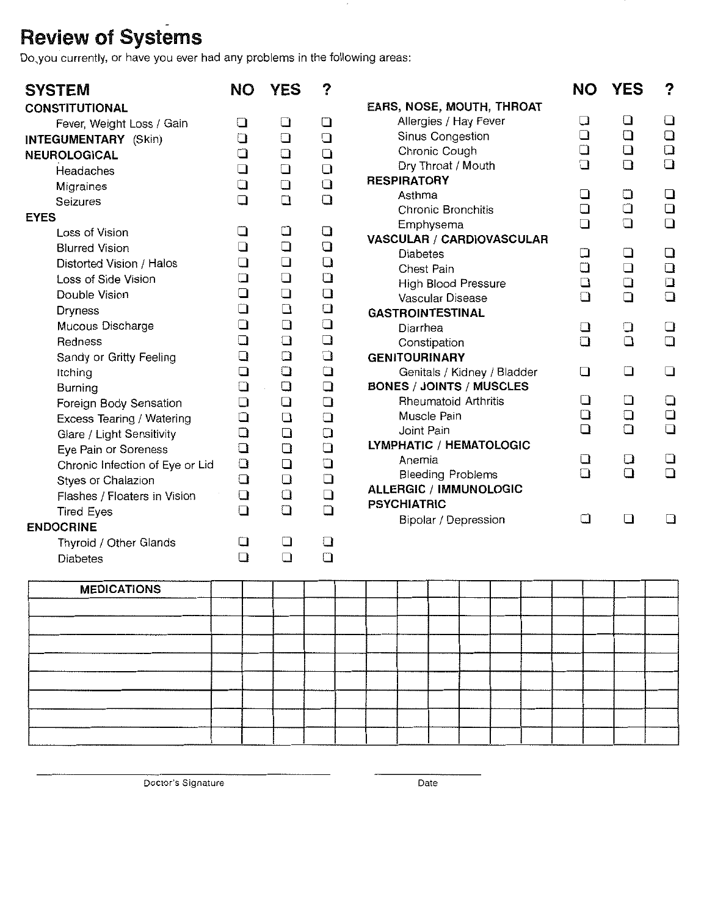# Review of Systems

Do you currently, or have you ever had any problems in the following areas:

| SYSTEM | NO | YES | ? |
|---|---|---|---|
| **CONSTITUTIONAL** | | | |
| Fever, Weight Loss / Gain | ❑ | ❑ | ❑ |
| **INTEGUMENTARY** (Skin) | ❑ | ❑ | ❑ |
| **NEUROLOGICAL** | ❑ | ❑ | ❑ |
| Headaches | ❑ | ❑ | ❑ |
| Migraines | ❑ | ❑ | ❑ |
| Seizures | ❑ | ❑ | ❑ |
| **EYES** | | | |
| Loss of Vision | ❑ | ❑ | ❑ |
| Blurred Vision | ❑ | ❑ | ❑ |
| Distorted Vision / Halos | ❑ | ❑ | ❑ |
| Loss of Side Vision | ❑ | ❑ | ❑ |
| Double Vision | ❑ | ❑ | ❑ |
| Dryness | ❑ | ❑ | ❑ |
| Mucous Discharge | ❑ | ❑ | ❑ |
| Redness | ❑ | ❑ | ❑ |
| Sandy or Gritty Feeling | ❑ | ❑ | ❑ |
| Itching | ❑ | ❑ | ❑ |
| Burning | ❑ | ❑ | ❑ |
| Foreign Body Sensation | ❑ | ❑ | ❑ |
| Excess Tearing / Watering | ❑ | ❑ | ❑ |
| Glare / Light Sensitivity | ❑ | ❑ | ❑ |
| Eye Pain or Soreness | ❑ | ❑ | ❑ |
| Chronic Infection of Eye or Lid | ❑ | ❑ | ❑ |
| Styes or Chalazion | ❑ | ❑ | ❑ |
| Flashes / Floaters in Vision | ❑ | ❑ | ❑ |
| Tired Eyes | ❑ | ❑ | ❑ |
| **ENDOCRINE** | | | |
| Thyroid / Other Glands | ❑ | ❑ | ❑ |
| Diabetes | ❑ | ❑ | ❑ |

| SYSTEM | NO | YES | ? |
|---|---|---|---|
| **EARS, NOSE, MOUTH, THROAT** | | | |
| Allergies / Hay Fever | ❑ | ❑ | ❑ |
| Sinus Congestion | ❑ | ❑ | ❑ |
| Chronic Cough | ❑ | ❑ | ❑ |
| Dry Throat / Mouth | ❑ | ❑ | ❑ |
| **RESPIRATORY** | | | |
| Asthma | ❑ | ❑ | ❑ |
| Chronic Bronchitis | ❑ | ❑ | ❑ |
| Emphysema | ❑ | ❑ | ❑ |
| **VASCULAR / CARDIOVASCULAR** | | | |
| Diabetes | ❑ | ❑ | ❑ |
| Chest Pain | ❑ | ❑ | ❑ |
| High Blood Pressure | ❑ | ❑ | ❑ |
| Vascular Disease | ❑ | ❑ | ❑ |
| **GASTROINTESTINAL** | | | |
| Diarrhea | ❑ | ❑ | ❑ |
| Constipation | ❑ | ❑ | ❑ |
| **GENITOURINARY** | | | |
| Genitals / Kidney / Bladder | ❑ | ❑ | ❑ |
| **BONES / JOINTS / MUSCLES** | | | |
| Rheumatoid Arthritis | ❑ | ❑ | ❑ |
| Muscle Pain | ❑ | ❑ | ❑ |
| Joint Pain | ❑ | ❑ | ❑ |
| **LYMPHATIC / HEMATOLOGIC** | | | |
| Anemia | ❑ | ❑ | ❑ |
| Bleeding Problems | ❑ | ❑ | ❑ |
| **ALLERGIC / IMMUNOLOGIC** | | | |
| **PSYCHIATRIC** | | | |
| Bipolar / Depression | ❑ | ❑ | ❑ |

| MEDICATIONS | | | | | | | | | | | | | | | |
|---|---|---|---|---|---|---|---|---|---|---|---|---|---|---|---|
| | | | | | | | | | | | | | | | |
| | | | | | | | | | | | | | | | |
| | | | | | | | | | | | | | | | |
| | | | | | | | | | | | | | | | |
| | | | | | | | | | | | | | | | |
| | | | | | | | | | | | | | | | |
| | | | | | | | | | | | | | | | |
| | | | | | | | | | | | | | | | |

_______________________________ Doctor's Signature

_______________ Date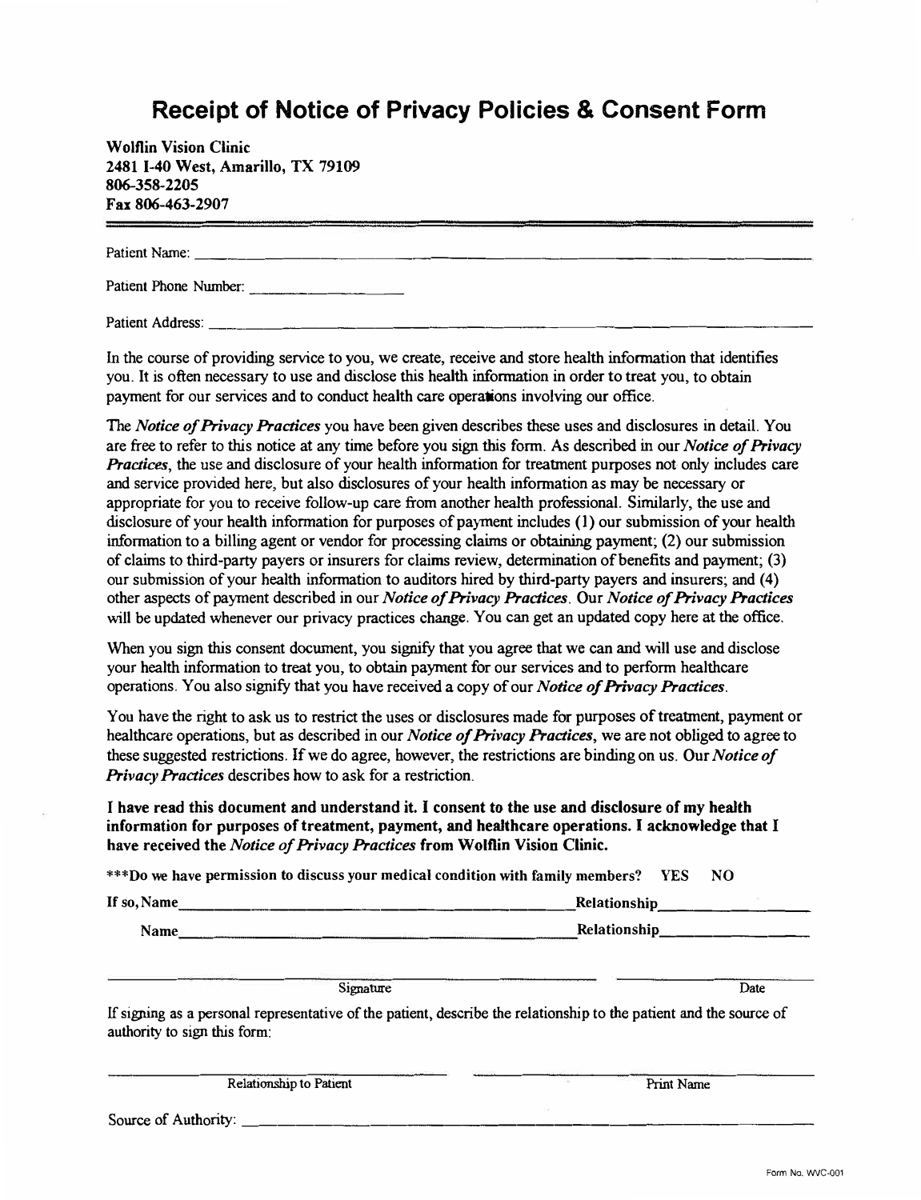# Receipt of Notice of Privacy Policies & Consent Form

**Wolflin Vision Clinic**
**2481 I-40 West, Amarillo, TX 79109**
**806-358-2205**
**Fax 806-463-2907**

---

Patient Name: ______________________________________________________________

Patient Phone Number: ____________________

Patient Address: ______________________________________________________________

In the course of providing service to you, we create, receive and store health information that identifies you. It is often necessary to use and disclose this health information in order to treat you, to obtain payment for our services and to conduct health care operations involving our office.

The *Notice of Privacy Practices* you have been given describes these uses and disclosures in detail. You are free to refer to this notice at any time before you sign this form. As described in our *Notice of Privacy Practices*, the use and disclosure of your health information for treatment purposes not only includes care and service provided here, but also disclosures of your health information as may be necessary or appropriate for you to receive follow-up care from another health professional. Similarly, the use and disclosure of your health information for purposes of payment includes (1) our submission of your health information to a billing agent or vendor for processing claims or obtaining payment; (2) our submission of claims to third-party payers or insurers for claims review, determination of benefits and payment; (3) our submission of your health information to auditors hired by third-party payers and insurers; and (4) other aspects of payment described in our *Notice of Privacy Practices*. Our *Notice of Privacy Practices* will be updated whenever our privacy practices change. You can get an updated copy here at the office.

When you sign this consent document, you signify that you agree that we can and will use and disclose your health information to treat you, to obtain payment for our services and to perform healthcare operations. You also signify that you have received a copy of our *Notice of Privacy Practices*.

You have the right to ask us to restrict the uses or disclosures made for purposes of treatment, payment or healthcare operations, but as described in our *Notice of Privacy Practices*, we are not obliged to agree to these suggested restrictions. If we do agree, however, the restrictions are binding on us. Our *Notice of Privacy Practices* describes how to ask for a restriction.

**I have read this document and understand it. I consent to the use and disclosure of my health information for purposes of treatment, payment, and healthcare operations. I acknowledge that I have received the *Notice of Privacy Practices* from Wolflin Vision Clinic.**

**\*\*\*Do we have permission to discuss your medical condition with family members? YES NO**

**If so, Name**______________________________________________ **Relationship**__________________

**Name**______________________________________________ **Relationship**__________________

______________________________________________ __________________
Signature Date

If signing as a personal representative of the patient, describe the relationship to the patient and the source of authority to sign this form:

______________________________ ______________________________
Relationship to Patient Print Name

Source of Authority: ______________________________________________________________

Form No. WVC-001